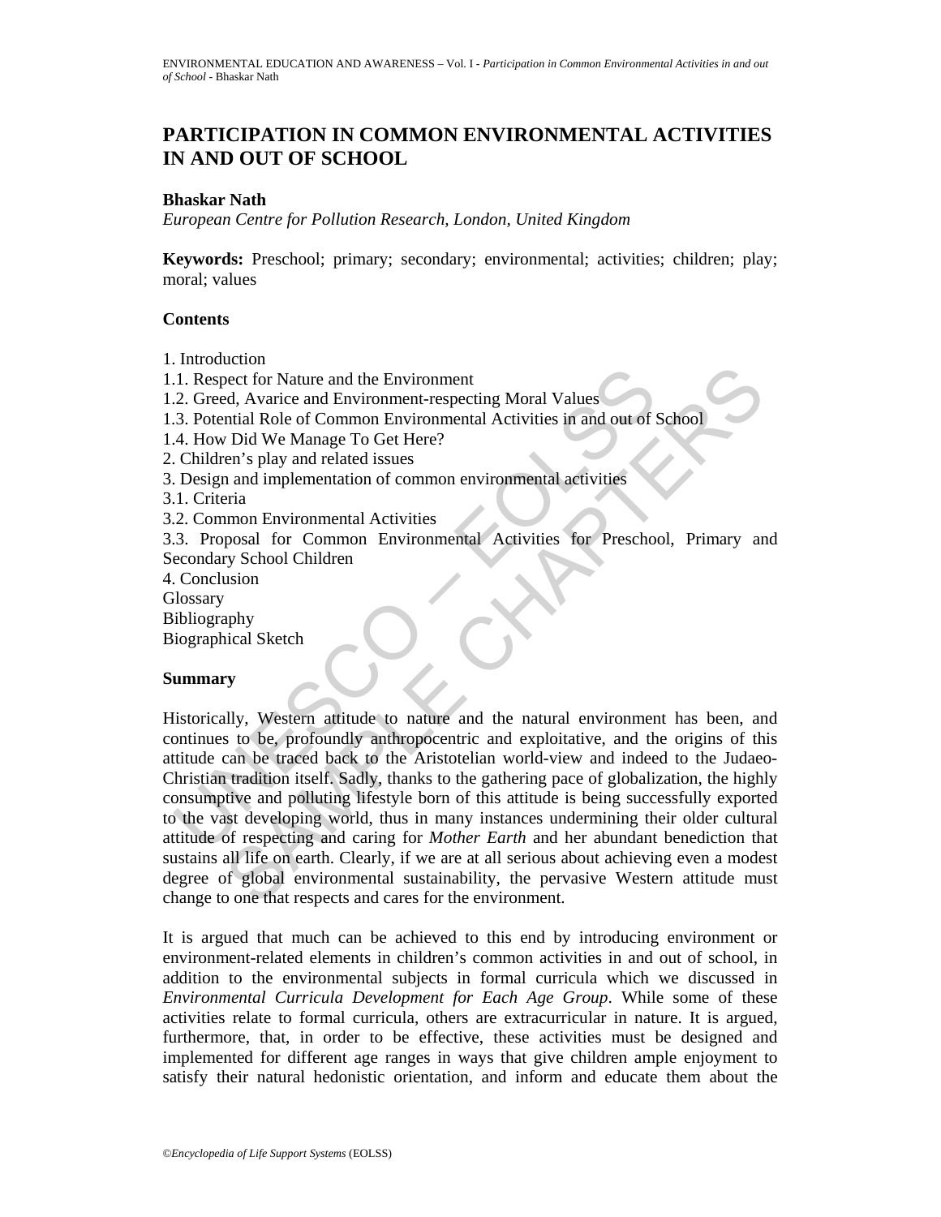# PARTICIPATION IN COMMON ENVIRONMENTAL ACTIVITIES IN AND OUT OF SCHOOL

**Bhaskar Nath**

*European Centre for Pollution Research, London, United Kingdom*

**Keywords:** Preschool; primary; secondary; environmental; activities; children; play; moral; values

## Contents

1. Introduction
1.1. Respect for Nature and the Environment
1.2. Greed, Avarice and Environment-respecting Moral Values
1.3. Potential Role of Common Environmental Activities in and out of School
1.4. How Did We Manage To Get Here?
2. Children's play and related issues
3. Design and implementation of common environmental activities
3.1. Criteria
3.2. Common Environmental Activities
3.3. Proposal for Common Environmental Activities for Preschool, Primary and Secondary School Children
4. Conclusion
Glossary
Bibliography
Biographical Sketch

## Summary

Historically, Western attitude to nature and the natural environment has been, and continues to be, profoundly anthropocentric and exploitative, and the origins of this attitude can be traced back to the Aristotelian world-view and indeed to the Judaeo-Christian tradition itself. Sadly, thanks to the gathering pace of globalization, the highly consumptive and polluting lifestyle born of this attitude is being successfully exported to the vast developing world, thus in many instances undermining their older cultural attitude of respecting and caring for *Mother Earth* and her abundant benediction that sustains all life on earth. Clearly, if we are at all serious about achieving even a modest degree of global environmental sustainability, the pervasive Western attitude must change to one that respects and cares for the environment.

It is argued that much can be achieved to this end by introducing environment or environment-related elements in children's common activities in and out of school, in addition to the environmental subjects in formal curricula which we discussed in *Environmental Curricula Development for Each Age Group*. While some of these activities relate to formal curricula, others are extracurricular in nature. It is argued, furthermore, that, in order to be effective, these activities must be designed and implemented for different age ranges in ways that give children ample enjoyment to satisfy their natural hedonistic orientation, and inform and educate them about the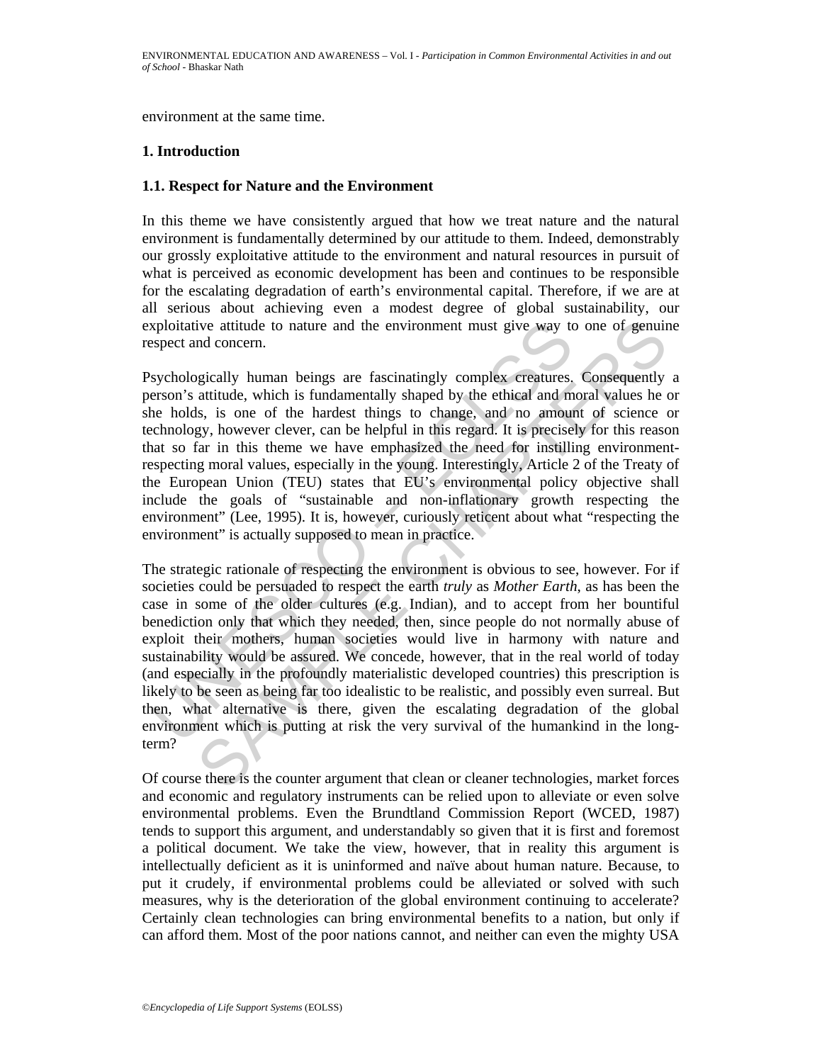environment at the same time.

## 1. Introduction

### 1.1. Respect for Nature and the Environment

In this theme we have consistently argued that how we treat nature and the natural environment is fundamentally determined by our attitude to them. Indeed, demonstrably our grossly exploitative attitude to the environment and natural resources in pursuit of what is perceived as economic development has been and continues to be responsible for the escalating degradation of earth's environmental capital. Therefore, if we are at all serious about achieving even a modest degree of global sustainability, our exploitative attitude to nature and the environment must give way to one of genuine respect and concern.

Psychologically human beings are fascinatingly complex creatures. Consequently a person's attitude, which is fundamentally shaped by the ethical and moral values he or she holds, is one of the hardest things to change, and no amount of science or technology, however clever, can be helpful in this regard. It is precisely for this reason that so far in this theme we have emphasized the need for instilling environment-respecting moral values, especially in the young. Interestingly, Article 2 of the Treaty of the European Union (TEU) states that EU's environmental policy objective shall include the goals of "sustainable and non-inflationary growth respecting the environment" (Lee, 1995). It is, however, curiously reticent about what "respecting the environment" is actually supposed to mean in practice.

The strategic rationale of respecting the environment is obvious to see, however. For if societies could be persuaded to respect the earth *truly* as *Mother Earth*, as has been the case in some of the older cultures (e.g. Indian), and to accept from her bountiful benediction only that which they needed, then, since people do not normally abuse of exploit their mothers, human societies would live in harmony with nature and sustainability would be assured. We concede, however, that in the real world of today (and especially in the profoundly materialistic developed countries) this prescription is likely to be seen as being far too idealistic to be realistic, and possibly even surreal. But then, what alternative is there, given the escalating degradation of the global environment which is putting at risk the very survival of the humankind in the long-term?

Of course there is the counter argument that clean or cleaner technologies, market forces and economic and regulatory instruments can be relied upon to alleviate or even solve environmental problems. Even the Brundtland Commission Report (WCED, 1987) tends to support this argument, and understandably so given that it is first and foremost a political document. We take the view, however, that in reality this argument is intellectually deficient as it is uninformed and naïve about human nature. Because, to put it crudely, if environmental problems could be alleviated or solved with such measures, why is the deterioration of the global environment continuing to accelerate? Certainly clean technologies can bring environmental benefits to a nation, but only if can afford them. Most of the poor nations cannot, and neither can even the mighty USA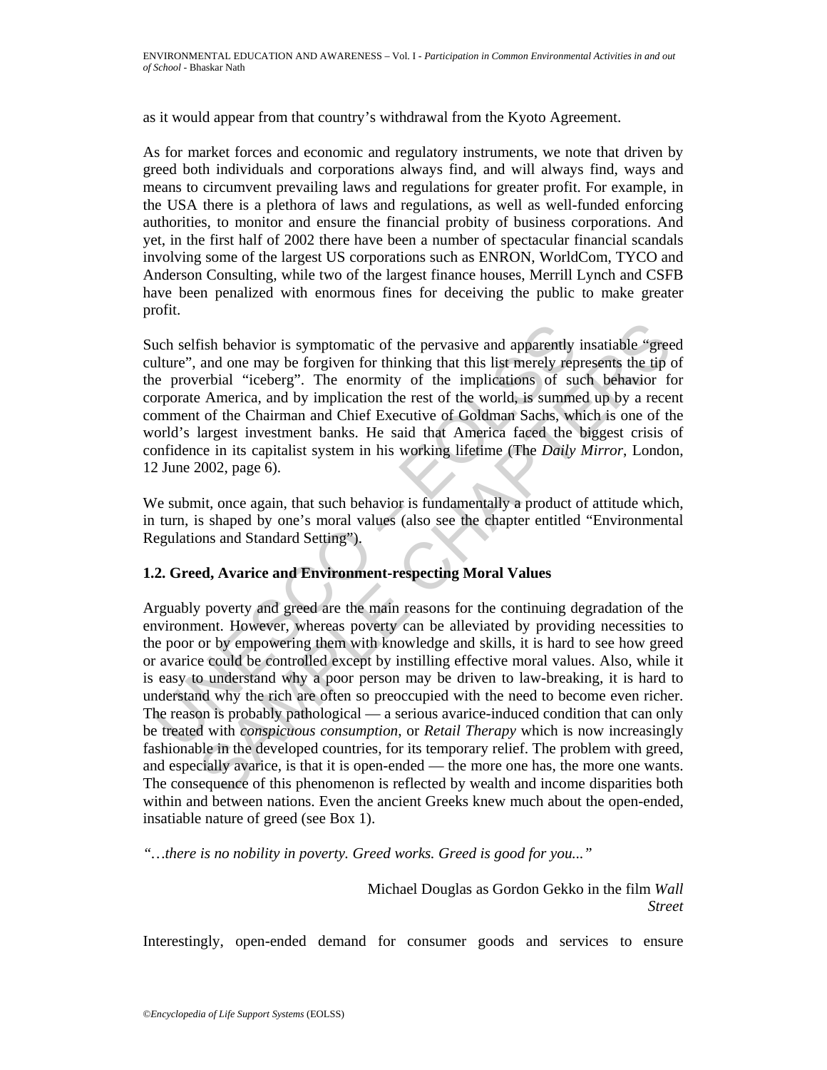as it would appear from that country's withdrawal from the Kyoto Agreement.

As for market forces and economic and regulatory instruments, we note that driven by greed both individuals and corporations always find, and will always find, ways and means to circumvent prevailing laws and regulations for greater profit. For example, in the USA there is a plethora of laws and regulations, as well as well-funded enforcing authorities, to monitor and ensure the financial probity of business corporations. And yet, in the first half of 2002 there have been a number of spectacular financial scandals involving some of the largest US corporations such as ENRON, WorldCom, TYCO and Anderson Consulting, while two of the largest finance houses, Merrill Lynch and CSFB have been penalized with enormous fines for deceiving the public to make greater profit.

Such selfish behavior is symptomatic of the pervasive and apparently insatiable "greed culture", and one may be forgiven for thinking that this list merely represents the tip of the proverbial "iceberg". The enormity of the implications of such behavior for corporate America, and by implication the rest of the world, is summed up by a recent comment of the Chairman and Chief Executive of Goldman Sachs, which is one of the world's largest investment banks. He said that America faced the biggest crisis of confidence in its capitalist system in his working lifetime (The *Daily Mirror*, London, 12 June 2002, page 6).

We submit, once again, that such behavior is fundamentally a product of attitude which, in turn, is shaped by one's moral values (also see the chapter entitled "Environmental Regulations and Standard Setting").

### 1.2. Greed, Avarice and Environment-respecting Moral Values

Arguably poverty and greed are the main reasons for the continuing degradation of the environment. However, whereas poverty can be alleviated by providing necessities to the poor or by empowering them with knowledge and skills, it is hard to see how greed or avarice could be controlled except by instilling effective moral values. Also, while it is easy to understand why a poor person may be driven to law-breaking, it is hard to understand why the rich are often so preoccupied with the need to become even richer. The reason is probably pathological — a serious avarice-induced condition that can only be treated with *conspicuous consumption*, or *Retail Therapy* which is now increasingly fashionable in the developed countries, for its temporary relief. The problem with greed, and especially avarice, is that it is open-ended — the more one has, the more one wants. The consequence of this phenomenon is reflected by wealth and income disparities both within and between nations. Even the ancient Greeks knew much about the open-ended, insatiable nature of greed (see Box 1).

*"…there is no nobility in poverty. Greed works. Greed is good for you..."*

Michael Douglas as Gordon Gekko in the film *Wall Street*

Interestingly, open-ended demand for consumer goods and services to ensure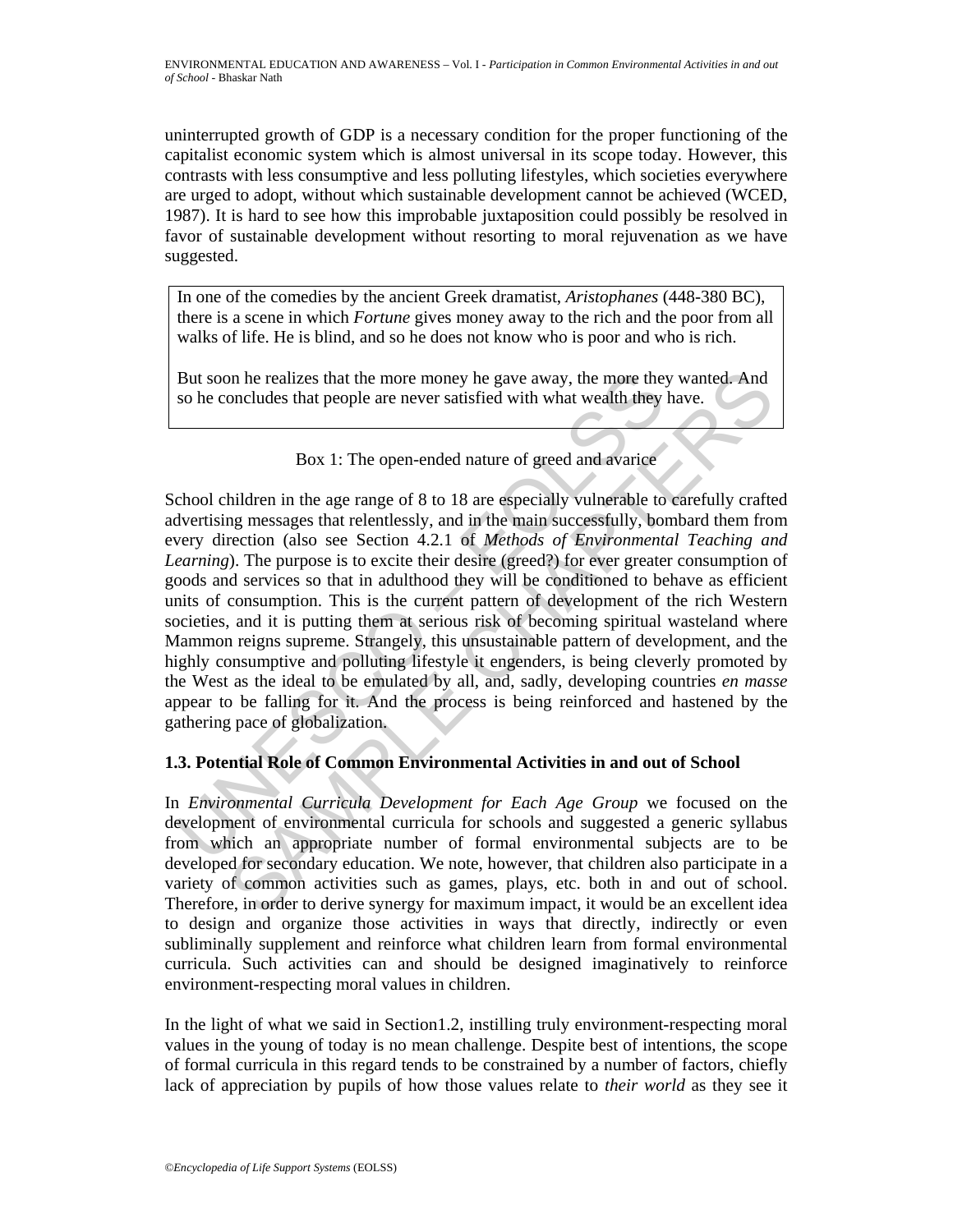uninterrupted growth of GDP is a necessary condition for the proper functioning of the capitalist economic system which is almost universal in its scope today. However, this contrasts with less consumptive and less polluting lifestyles, which societies everywhere are urged to adopt, without which sustainable development cannot be achieved (WCED, 1987). It is hard to see how this improbable juxtaposition could possibly be resolved in favor of sustainable development without resorting to moral rejuvenation as we have suggested.

> In one of the comedies by the ancient Greek dramatist, *Aristophanes* (448-380 BC), there is a scene in which *Fortune* gives money away to the rich and the poor from all walks of life. He is blind, and so he does not know who is poor and who is rich.
>
> But soon he realizes that the more money he gave away, the more they wanted. And so he concludes that people are never satisfied with what wealth they have.

Box 1: The open-ended nature of greed and avarice

School children in the age range of 8 to 18 are especially vulnerable to carefully crafted advertising messages that relentlessly, and in the main successfully, bombard them from every direction (also see Section 4.2.1 of *Methods of Environmental Teaching and Learning*). The purpose is to excite their desire (greed?) for ever greater consumption of goods and services so that in adulthood they will be conditioned to behave as efficient units of consumption. This is the current pattern of development of the rich Western societies, and it is putting them at serious risk of becoming spiritual wasteland where Mammon reigns supreme. Strangely, this unsustainable pattern of development, and the highly consumptive and polluting lifestyle it engenders, is being cleverly promoted by the West as the ideal to be emulated by all, and, sadly, developing countries *en masse* appear to be falling for it. And the process is being reinforced and hastened by the gathering pace of globalization.

### 1.3. Potential Role of Common Environmental Activities in and out of School

In *Environmental Curricula Development for Each Age Group* we focused on the development of environmental curricula for schools and suggested a generic syllabus from which an appropriate number of formal environmental subjects are to be developed for secondary education. We note, however, that children also participate in a variety of common activities such as games, plays, etc. both in and out of school. Therefore, in order to derive synergy for maximum impact, it would be an excellent idea to design and organize those activities in ways that directly, indirectly or even subliminally supplement and reinforce what children learn from formal environmental curricula. Such activities can and should be designed imaginatively to reinforce environment-respecting moral values in children.

In the light of what we said in Section1.2, instilling truly environment-respecting moral values in the young of today is no mean challenge. Despite best of intentions, the scope of formal curricula in this regard tends to be constrained by a number of factors, chiefly lack of appreciation by pupils of how those values relate to *their world* as they see it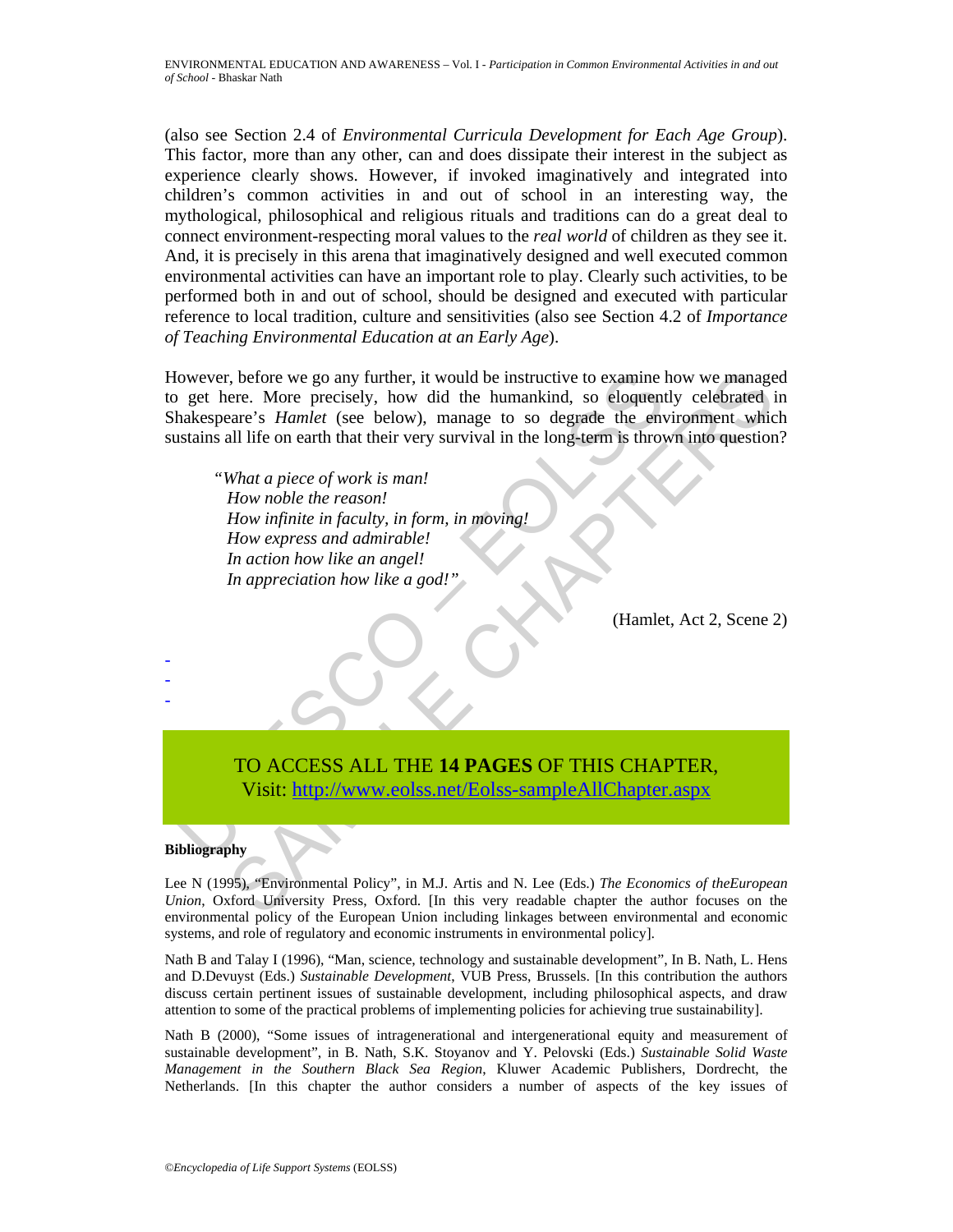(also see Section 2.4 of *Environmental Curricula Development for Each Age Group*). This factor, more than any other, can and does dissipate their interest in the subject as experience clearly shows. However, if invoked imaginatively and integrated into children's common activities in and out of school in an interesting way, the mythological, philosophical and religious rituals and traditions can do a great deal to connect environment-respecting moral values to the *real world* of children as they see it. And, it is precisely in this arena that imaginatively designed and well executed common environmental activities can have an important role to play. Clearly such activities, to be performed both in and out of school, should be designed and executed with particular reference to local tradition, culture and sensitivities (also see Section 4.2 of *Importance of Teaching Environmental Education at an Early Age*).

However, before we go any further, it would be instructive to examine how we managed to get here. More precisely, how did the humankind, so eloquently celebrated in Shakespeare's *Hamlet* (see below), manage to so degrade the environment which sustains all life on earth that their very survival in the long-term is thrown into question?

> *"What a piece of work is man!*
> *How noble the reason!*
> *How infinite in faculty, in form, in moving!*
> *How express and admirable!*
> *In action how like an angel!*
> *In appreciation how like a god!"*
>
> (Hamlet, Act 2, Scene 2)

-
-
-

TO ACCESS ALL THE **14 PAGES** OF THIS CHAPTER,
Visit: http://www.eolss.net/Eolss-sampleAllChapter.aspx

**Bibliography**

Lee N (1995), "Environmental Policy", in M.J. Artis and N. Lee (Eds.) *The Economics of theEuropean Union*, Oxford University Press, Oxford. [In this very readable chapter the author focuses on the environmental policy of the European Union including linkages between environmental and economic systems, and role of regulatory and economic instruments in environmental policy].

Nath B and Talay I (1996), "Man, science, technology and sustainable development", In B. Nath, L. Hens and D.Devuyst (Eds.) *Sustainable Development*, VUB Press, Brussels. [In this contribution the authors discuss certain pertinent issues of sustainable development, including philosophical aspects, and draw attention to some of the practical problems of implementing policies for achieving true sustainability].

Nath B (2000), "Some issues of intragenerational and intergenerational equity and measurement of sustainable development", in B. Nath, S.K. Stoyanov and Y. Pelovski (Eds.) *Sustainable Solid Waste Management in the Southern Black Sea Region*, Kluwer Academic Publishers, Dordrecht, the Netherlands. [In this chapter the author considers a number of aspects of the key issues of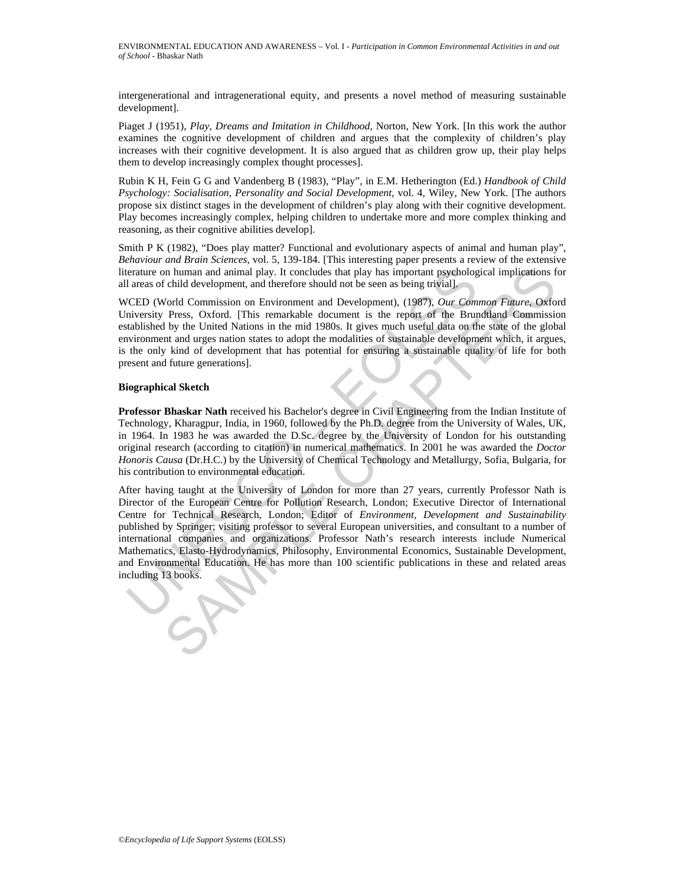intergenerational and intragenerational equity, and presents a novel method of measuring sustainable development].

Piaget J (1951), *Play, Dreams and Imitation in Childhood*, Norton, New York. [In this work the author examines the cognitive development of children and argues that the complexity of children's play increases with their cognitive development. It is also argued that as children grow up, their play helps them to develop increasingly complex thought processes].

Rubin K H, Fein G G and Vandenberg B (1983), "Play", in E.M. Hetherington (Ed.) *Handbook of Child Psychology: Socialisation, Personality and Social Development*, vol. 4, Wiley, New York. [The authors propose six distinct stages in the development of children's play along with their cognitive development. Play becomes increasingly complex, helping children to undertake more and more complex thinking and reasoning, as their cognitive abilities develop].

Smith P K (1982), "Does play matter? Functional and evolutionary aspects of animal and human play", *Behaviour and Brain Sciences*, vol. 5, 139-184. [This interesting paper presents a review of the extensive literature on human and animal play. It concludes that play has important psychological implications for all areas of child development, and therefore should not be seen as being trivial].

WCED (World Commission on Environment and Development), (1987), *Our Common Future*, Oxford University Press, Oxford. [This remarkable document is the report of the Brundtland Commission established by the United Nations in the mid 1980s. It gives much useful data on the state of the global environment and urges nation states to adopt the modalities of sustainable development which, it argues, is the only kind of development that has potential for ensuring a sustainable quality of life for both present and future generations].

**Biographical Sketch**

**Professor Bhaskar Nath** received his Bachelor's degree in Civil Engineering from the Indian Institute of Technology, Kharagpur, India, in 1960, followed by the Ph.D. degree from the University of Wales, UK, in 1964. In 1983 he was awarded the D.Sc. degree by the University of London for his outstanding original research (according to citation) in numerical mathematics. In 2001 he was awarded the *Doctor Honoris Causa* (Dr.H.C.) by the University of Chemical Technology and Metallurgy, Sofia, Bulgaria, for his contribution to environmental education.

After having taught at the University of London for more than 27 years, currently Professor Nath is Director of the European Centre for Pollution Research, London; Executive Director of International Centre for Technical Research, London; Editor of *Environment, Development and Sustainability* published by Springer; visiting professor to several European universities, and consultant to a number of international companies and organizations. Professor Nath's research interests include Numerical Mathematics, Elasto-Hydrodynamics, Philosophy, Environmental Economics, Sustainable Development, and Environmental Education. He has more than 100 scientific publications in these and related areas including 13 books.